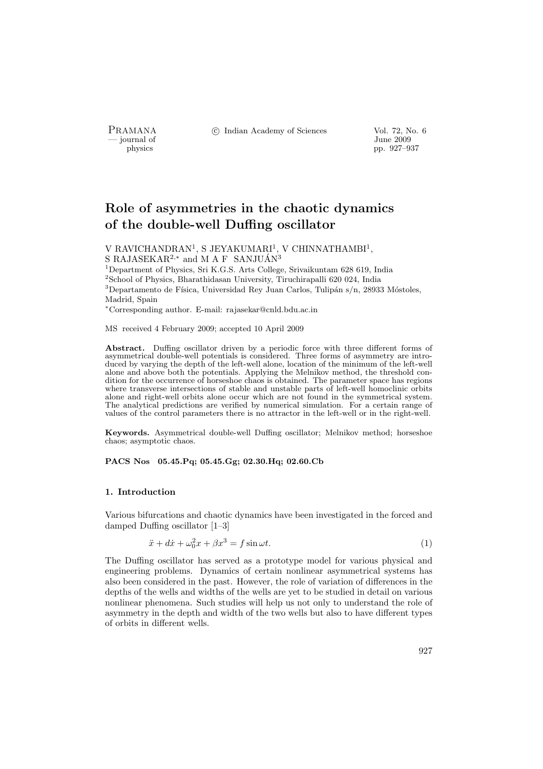# Role of asymmetries in the chaotic dynamics of the double-well Duffing oscillator

V RAVICHANDRAN[1], S JEYAKUMARI[1], V CHINNATHAMBI[1], S RAJASEKAR[2,*] and M A F SANJUÁN[3]

[1]Department of Physics, Sri K.G.S. Arts College, Srivaikuntam 628 619, India
[2]School of Physics, Bharathidasan University, Tiruchirapalli 620 024, India
[3]Departamento de Física, Universidad Rey Juan Carlos, Tulipán s/n, 28933 Móstoles, Madrid, Spain
[*]Corresponding author. E-mail: rajasekar@cnld.bdu.ac.in

MS received 4 February 2009; accepted 10 April 2009

**Abstract.** Duffing oscillator driven by a periodic force with three different forms of asymmetrical double-well potentials is considered. Three forms of asymmetry are introduced by varying the depth of the left-well alone, location of the minimum of the left-well alone and above both the potentials. Applying the Melnikov method, the threshold condition for the occurrence of horseshoe chaos is obtained. The parameter space has regions where transverse intersections of stable and unstable parts of left-well homoclinic orbits alone and right-well orbits alone occur which are not found in the symmetrical system. The analytical predictions are verified by numerical simulation. For a certain range of values of the control parameters there is no attractor in the left-well or in the right-well.

**Keywords.** Asymmetrical double-well Duffing oscillator; Melnikov method; horseshoe chaos; asymptotic chaos.

**PACS Nos 05.45.Pq; 05.45.Gg; 02.30.Hq; 02.60.Cb**

## 1. Introduction

Various bifurcations and chaotic dynamics have been investigated in the forced and damped Duffing oscillator [1–3]

$$\ddot{x} + d\dot{x} + \omega_0^2 x + \beta x^3 = f \sin \omega t. \tag{1}$$

The Duffing oscillator has served as a prototype model for various physical and engineering problems. Dynamics of certain nonlinear asymmetrical systems has also been considered in the past. However, the role of variation of differences in the depths of the wells and widths of the wells are yet to be studied in detail on various nonlinear phenomena. Such studies will help us not only to understand the role of asymmetry in the depth and width of the two wells but also to have different types of orbits in different wells.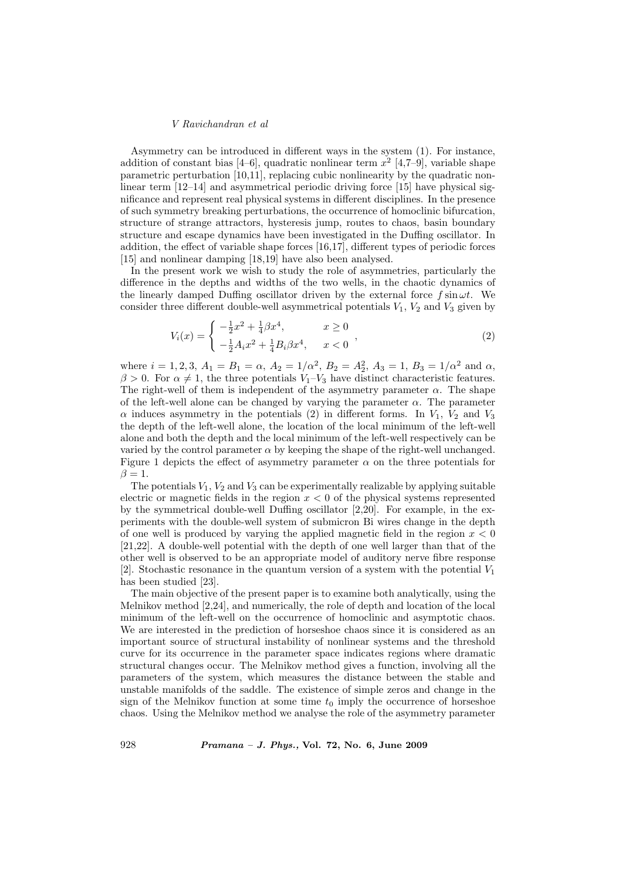Asymmetry can be introduced in different ways in the system (1). For instance, addition of constant bias [4–6], quadratic nonlinear term $x^2$ [4,7–9], variable shape parametric perturbation [10,11], replacing cubic nonlinearity by the quadratic nonlinear term [12–14] and asymmetrical periodic driving force [15] have physical significance and represent real physical systems in different disciplines. In the presence of such symmetry breaking perturbations, the occurrence of homoclinic bifurcation, structure of strange attractors, hysteresis jump, routes to chaos, basin boundary structure and escape dynamics have been investigated in the Duffing oscillator. In addition, the effect of variable shape forces [16,17], different types of periodic forces [15] and nonlinear damping [18,19] have also been analysed.

In the present work we wish to study the role of asymmetries, particularly the difference in the depths and widths of the two wells, in the chaotic dynamics of the linearly damped Duffing oscillator driven by the external force $f \sin \omega t$. We consider three different double-well asymmetrical potentials $V_1$, $V_2$ and $V_3$ given by

$$V_i(x) = \begin{cases} -\frac{1}{2}x^2 + \frac{1}{4}\beta x^4, & x \geq 0 \\ -\frac{1}{2}A_i x^2 + \frac{1}{4}B_i \beta x^4, & x < 0 \end{cases}, \tag{2}$$

where $i = 1, 2, 3$, $A_1 = B_1 = \alpha$, $A_2 = 1/\alpha^2$, $B_2 = A_2^2$, $A_3 = 1$, $B_3 = 1/\alpha^2$ and $\alpha$, $\beta > 0$. For $\alpha \neq 1$, the three potentials $V_1$–$V_3$ have distinct characteristic features. The right-well of them is independent of the asymmetry parameter $\alpha$. The shape of the left-well alone can be changed by varying the parameter $\alpha$. The parameter $\alpha$ induces asymmetry in the potentials (2) in different forms. In $V_1$, $V_2$ and $V_3$ the depth of the left-well alone, the location of the local minimum of the left-well alone and both the depth and the local minimum of the left-well respectively can be varied by the control parameter $\alpha$ by keeping the shape of the right-well unchanged. Figure 1 depicts the effect of asymmetry parameter $\alpha$ on the three potentials for $\beta = 1$.

The potentials $V_1$, $V_2$ and $V_3$ can be experimentally realizable by applying suitable electric or magnetic fields in the region $x < 0$ of the physical systems represented by the symmetrical double-well Duffing oscillator [2,20]. For example, in the experiments with the double-well system of submicron Bi wires change in the depth of one well is produced by varying the applied magnetic field in the region $x < 0$ [21,22]. A double-well potential with the depth of one well larger than that of the other well is observed to be an appropriate model of auditory nerve fibre response [2]. Stochastic resonance in the quantum version of a system with the potential $V_1$ has been studied [23].

The main objective of the present paper is to examine both analytically, using the Melnikov method [2,24], and numerically, the role of depth and location of the local minimum of the left-well on the occurrence of homoclinic and asymptotic chaos. We are interested in the prediction of horseshoe chaos since it is considered as an important source of structural instability of nonlinear systems and the threshold curve for its occurrence in the parameter space indicates regions where dramatic structural changes occur. The Melnikov method gives a function, involving all the parameters of the system, which measures the distance between the stable and unstable manifolds of the saddle. The existence of simple zeros and change in the sign of the Melnikov function at some time $t_0$ imply the occurrence of horseshoe chaos. Using the Melnikov method we analyse the role of the asymmetry parameter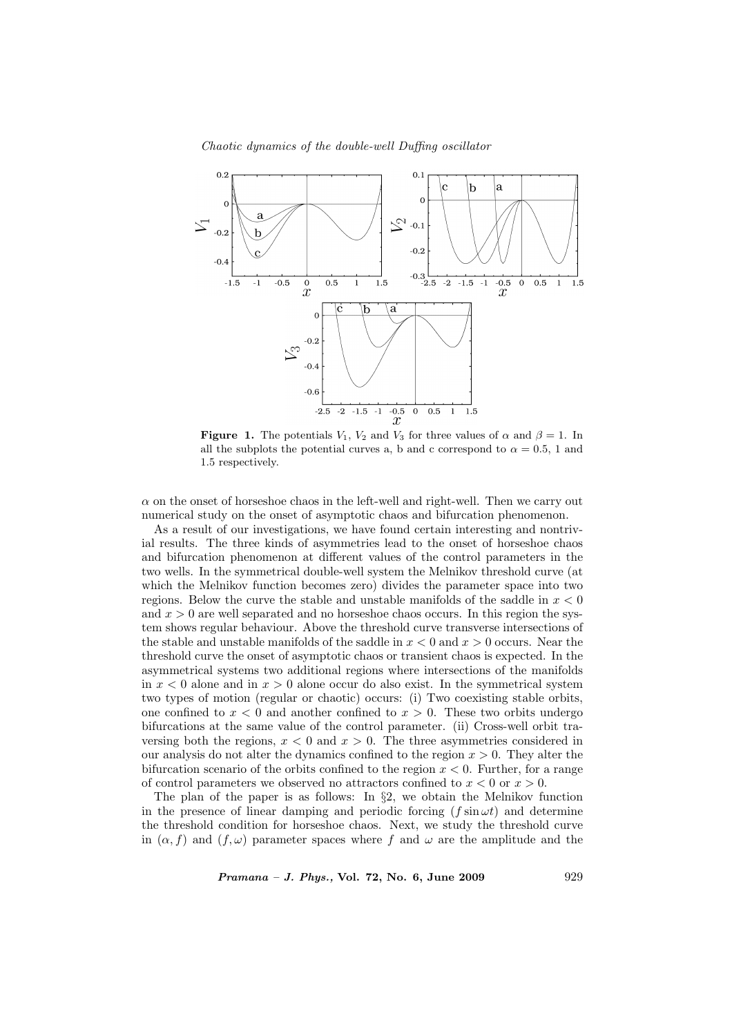**Figure 1.** The potentials $V_1$, $V_2$ and $V_3$ for three values of $\alpha$ and $\beta = 1$. In all the subplots the potential curves a, b and c correspond to $\alpha = 0.5$, 1 and 1.5 respectively.

$\alpha$ on the onset of horseshoe chaos in the left-well and right-well. Then we carry out numerical study on the onset of asymptotic chaos and bifurcation phenomenon.

As a result of our investigations, we have found certain interesting and nontrivial results. The three kinds of asymmetries lead to the onset of horseshoe chaos and bifurcation phenomenon at different values of the control parameters in the two wells. In the symmetrical double-well system the Melnikov threshold curve (at which the Melnikov function becomes zero) divides the parameter space into two regions. Below the curve the stable and unstable manifolds of the saddle in $x < 0$ and $x > 0$ are well separated and no horseshoe chaos occurs. In this region the system shows regular behaviour. Above the threshold curve transverse intersections of the stable and unstable manifolds of the saddle in $x < 0$ and $x > 0$ occurs. Near the threshold curve the onset of asymptotic chaos or transient chaos is expected. In the asymmetrical systems two additional regions where intersections of the manifolds in $x < 0$ alone and in $x > 0$ alone occur do also exist. In the symmetrical system two types of motion (regular or chaotic) occurs: (i) Two coexisting stable orbits, one confined to $x < 0$ and another confined to $x > 0$. These two orbits undergo bifurcations at the same value of the control parameter. (ii) Cross-well orbit traversing both the regions, $x < 0$ and $x > 0$. The three asymmetries considered in our analysis do not alter the dynamics confined to the region $x > 0$. They alter the bifurcation scenario of the orbits confined to the region $x < 0$. Further, for a range of control parameters we observed no attractors confined to $x < 0$ or $x > 0$.

The plan of the paper is as follows: In §2, we obtain the Melnikov function in the presence of linear damping and periodic forcing ($f \sin \omega t$) and determine the threshold condition for horseshoe chaos. Next, we study the threshold curve in $(\alpha, f)$ and $(f, \omega)$ parameter spaces where $f$ and $\omega$ are the amplitude and the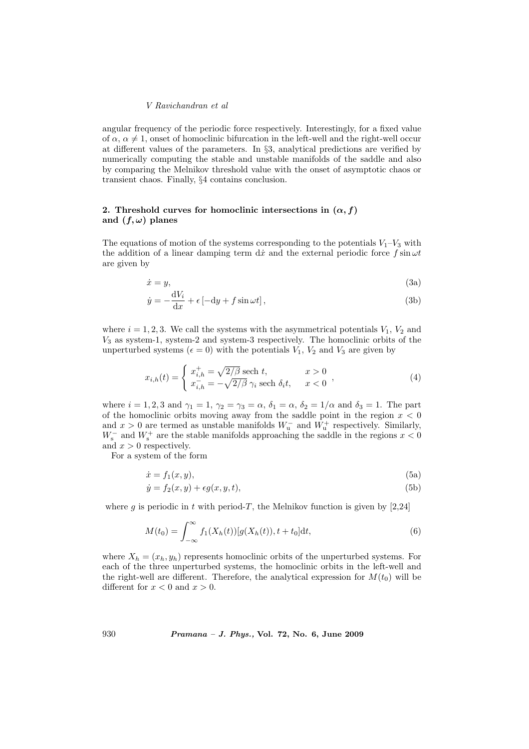angular frequency of the periodic force respectively. Interestingly, for a fixed value of $\alpha$, $\alpha \neq 1$, onset of homoclinic bifurcation in the left-well and the right-well occur at different values of the parameters. In §3, analytical predictions are verified by numerically computing the stable and unstable manifolds of the saddle and also by comparing the Melnikov threshold value with the onset of asymptotic chaos or transient chaos. Finally, §4 contains conclusion.

## 2. Threshold curves for homoclinic intersections in $(\alpha, f)$ and $(f, \omega)$ planes

The equations of motion of the systems corresponding to the potentials $V_1$–$V_3$ with the addition of a linear damping term $\mathrm{d}\dot{x}$ and the external periodic force $f \sin \omega t$ are given by

$$\dot{x} = y, \tag{3a}$$

$$\dot{y} = -\frac{\mathrm{d}V_i}{\mathrm{d}x} + \epsilon \left[ -\mathrm{d}y + f \sin \omega t \right], \tag{3b}$$

where $i = 1, 2, 3$. We call the systems with the asymmetrical potentials $V_1$, $V_2$ and $V_3$ as system-1, system-2 and system-3 respectively. The homoclinic orbits of the unperturbed systems ($\epsilon = 0$) with the potentials $V_1$, $V_2$ and $V_3$ are given by

$$x_{i,h}(t) = \begin{cases} x_{i,h}^{+} = \sqrt{2/\beta}\, \mathrm{sech}\, t, & x > 0 \\ x_{i,h}^{-} = -\sqrt{2/\beta}\, \gamma_i \,\mathrm{sech}\, \delta_i t, & x < 0 \end{cases}, \tag{4}$$

where $i = 1, 2, 3$ and $\gamma_1 = 1$, $\gamma_2 = \gamma_3 = \alpha$, $\delta_1 = \alpha$, $\delta_2 = 1/\alpha$ and $\delta_3 = 1$. The part of the homoclinic orbits moving away from the saddle point in the region $x < 0$ and $x > 0$ are termed as unstable manifolds $W_{\mathrm{u}}^{-}$ and $W_{\mathrm{u}}^{+}$ respectively. Similarly, $W_{\mathrm{s}}^{-}$ and $W_{\mathrm{s}}^{+}$ are the stable manifolds approaching the saddle in the regions $x < 0$ and $x > 0$ respectively.

For a system of the form

$$\dot{x} = f_1(x, y), \tag{5a}$$

$$\dot{y} = f_2(x, y) + \epsilon g(x, y, t), \tag{5b}$$

where $g$ is periodic in $t$ with period-$T$, the Melnikov function is given by [2,24]

$$M(t_0) = \int_{-\infty}^{\infty} f_1(X_h(t))[g(X_h(t)), t + t_0] \mathrm{d}t, \tag{6}$$

where $X_h = (x_h, y_h)$ represents homoclinic orbits of the unperturbed systems. For each of the three unperturbed systems, the homoclinic orbits in the left-well and the right-well are different. Therefore, the analytical expression for $M(t_0)$ will be different for $x < 0$ and $x > 0$.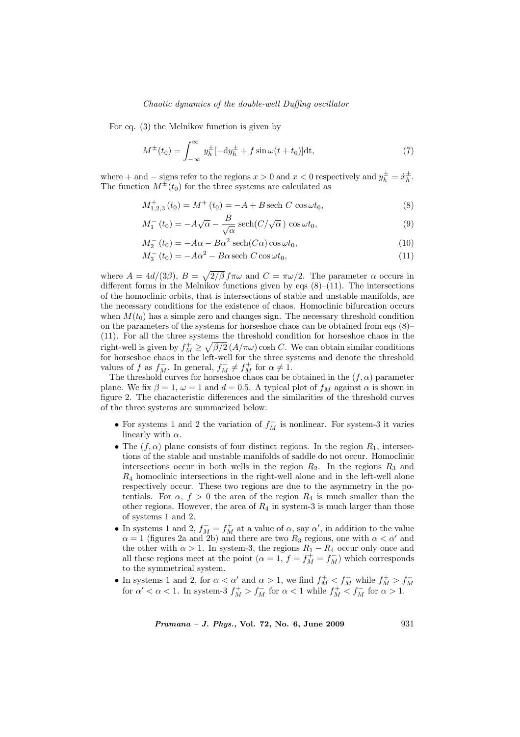For eq. (3) the Melnikov function is given by

$$M^{\pm}(t_0) = \int_{-\infty}^{\infty} y_h^{\pm}[-\mathrm{d}y_h^{\pm} + f \sin \omega(t + t_0)]\mathrm{d}t, \tag{7}$$

where + and − signs refer to the regions $x > 0$ and $x < 0$ respectively and $y_h^{\pm} = \dot{x}_h^{\pm}$. The function $M^{\pm}(t_0)$ for the three systems are calculated as

$$M_{1,2,3}^{+}(t_0) = M^{+}(t_0) = -A + B \,\mathrm{sech}\, C \,\cos\omega t_0, \tag{8}$$

$$M_1^{-}(t_0) = -A\sqrt{\alpha} - \frac{B}{\sqrt{\alpha}}\,\mathrm{sech}(C/\sqrt{\alpha}\,)\,\cos\omega t_0, \tag{9}$$

$$M_2^{-}(t_0) = -A\alpha - B\alpha^2\,\mathrm{sech}(C\alpha)\cos\omega t_0, \tag{10}$$

$$M_3^{-}(t_0) = -A\alpha^2 - B\alpha\,\mathrm{sech}\, C\cos\omega t_0, \tag{11}$$

where $A = 4d/(3\beta)$, $B = \sqrt{2/\beta}\, f\pi\omega$ and $C = \pi\omega/2$. The parameter $\alpha$ occurs in different forms in the Melnikov functions given by eqs (8)–(11). The intersections of the homoclinic orbits, that is intersections of stable and unstable manifolds, are the necessary conditions for the existence of chaos. Homoclinic bifurcation occurs when $M(t_0)$ has a simple zero and changes sign. The necessary threshold condition on the parameters of the systems for horseshoe chaos can be obtained from eqs (8)–(11). For all the three systems the threshold condition for horseshoe chaos in the right-well is given by $f_M^{+} \geq \sqrt{\beta/2}\,(A/\pi\omega)\cosh C$. We can obtain similar conditions for horseshoe chaos in the left-well for the three systems and denote the threshold values of $f$ as $f_M^{-}$. In general, $f_M^{-} \neq f_M^{+}$ for $\alpha \neq 1$.

The threshold curves for horseshoe chaos can be obtained in the $(f, \alpha)$ parameter plane. We fix $\beta = 1$, $\omega = 1$ and $d = 0.5$. A typical plot of $f_M$ against $\alpha$ is shown in figure 2. The characteristic differences and the similarities of the threshold curves of the three systems are summarized below:

- For systems 1 and 2 the variation of $f_M^{-}$ is nonlinear. For system-3 it varies linearly with $\alpha$.
- The $(f, \alpha)$ plane consists of four distinct regions. In the region $R_1$, intersections of the stable and unstable manifolds of saddle do not occur. Homoclinic intersections occur in both wells in the region $R_2$. In the regions $R_3$ and $R_4$ homoclinic intersections in the right-well alone and in the left-well alone respectively occur. These two regions are due to the asymmetry in the potentials. For $\alpha$, $f > 0$ the area of the region $R_4$ is much smaller than the other regions. However, the area of $R_4$ in system-3 is much larger than those of systems 1 and 2.
- In systems 1 and 2, $f_M^{-} = f_M^{+}$ at a value of $\alpha$, say $\alpha'$, in addition to the value $\alpha = 1$ (figures 2a and 2b) and there are two $R_3$ regions, one with $\alpha < \alpha'$ and the other with $\alpha > 1$. In system-3, the regions $R_1 - R_4$ occur only once and all these regions meet at the point ($\alpha = 1$, $f = f_M^{+} = f_M^{-}$) which corresponds to the symmetrical system.
- In systems 1 and 2, for $\alpha < \alpha'$ and $\alpha > 1$, we find $f_M^{+} < f_M^{-}$ while $f_M^{+} > f_M^{-}$ for $\alpha' < \alpha < 1$. In system-3 $f_M^{+} > f_M^{-}$ for $\alpha < 1$ while $f_M^{+} < f_M^{-}$ for $\alpha > 1$.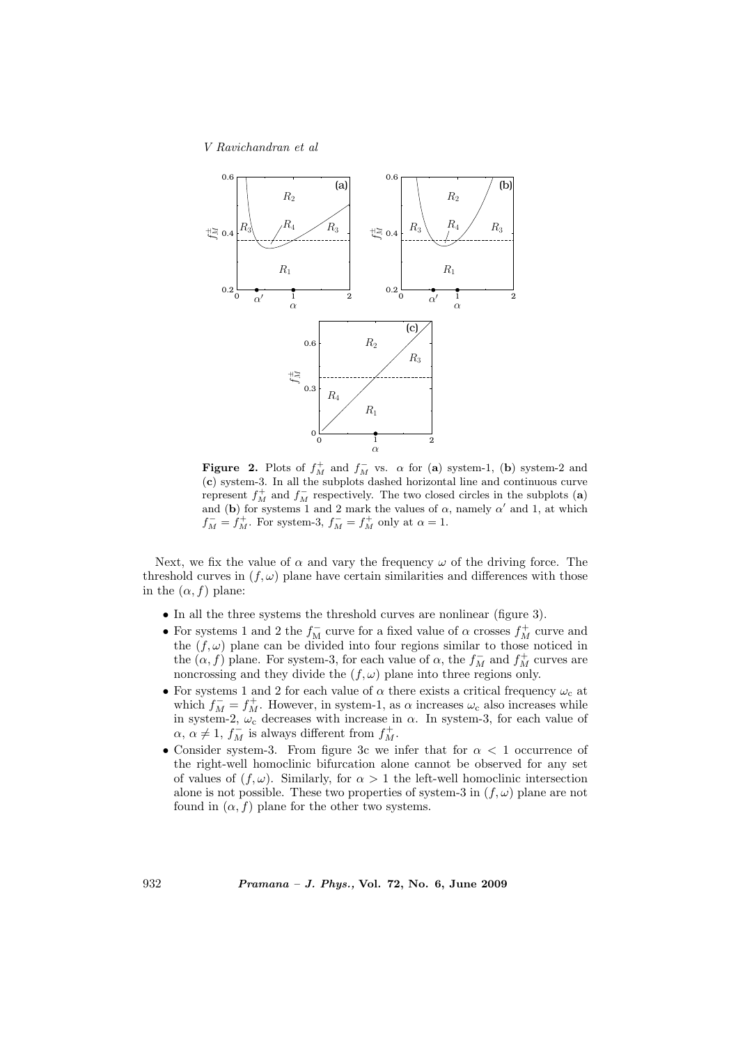**Figure 2.** Plots of $f_M^+$ and $f_M^-$ vs. $\alpha$ for (**a**) system-1, (**b**) system-2 and (**c**) system-3. In all the subplots dashed horizontal line and continuous curve represent $f_M^+$ and $f_M^-$ respectively. The two closed circles in the subplots (**a**) and (**b**) for systems 1 and 2 mark the values of $\alpha$, namely $\alpha'$ and 1, at which $f_M^- = f_M^+$. For system-3, $f_M^- = f_M^+$ only at $\alpha = 1$.

Next, we fix the value of $\alpha$ and vary the frequency $\omega$ of the driving force. The threshold curves in $(f, \omega)$ plane have certain similarities and differences with those in the $(\alpha, f)$ plane:

- In all the three systems the threshold curves are nonlinear (figure 3).
- For systems 1 and 2 the $f_{\rm M}^-$ curve for a fixed value of $\alpha$ crosses $f_M^+$ curve and the $(f, \omega)$ plane can be divided into four regions similar to those noticed in the $(\alpha, f)$ plane. For system-3, for each value of $\alpha$, the $f_M^-$ and $f_M^+$ curves are noncrossing and they divide the $(f, \omega)$ plane into three regions only.
- For systems 1 and 2 for each value of $\alpha$ there exists a critical frequency $\omega_{\rm c}$ at which $f_M^- = f_M^+$. However, in system-1, as $\alpha$ increases $\omega_{\rm c}$ also increases while in system-2, $\omega_{\rm c}$ decreases with increase in $\alpha$. In system-3, for each value of $\alpha$, $\alpha \neq 1$, $f_M^-$ is always different from $f_M^+$.
- Consider system-3. From figure 3c we infer that for $\alpha < 1$ occurrence of the right-well homoclinic bifurcation alone cannot be observed for any set of values of $(f, \omega)$. Similarly, for $\alpha > 1$ the left-well homoclinic intersection alone is not possible. These two properties of system-3 in $(f, \omega)$ plane are not found in $(\alpha, f)$ plane for the other two systems.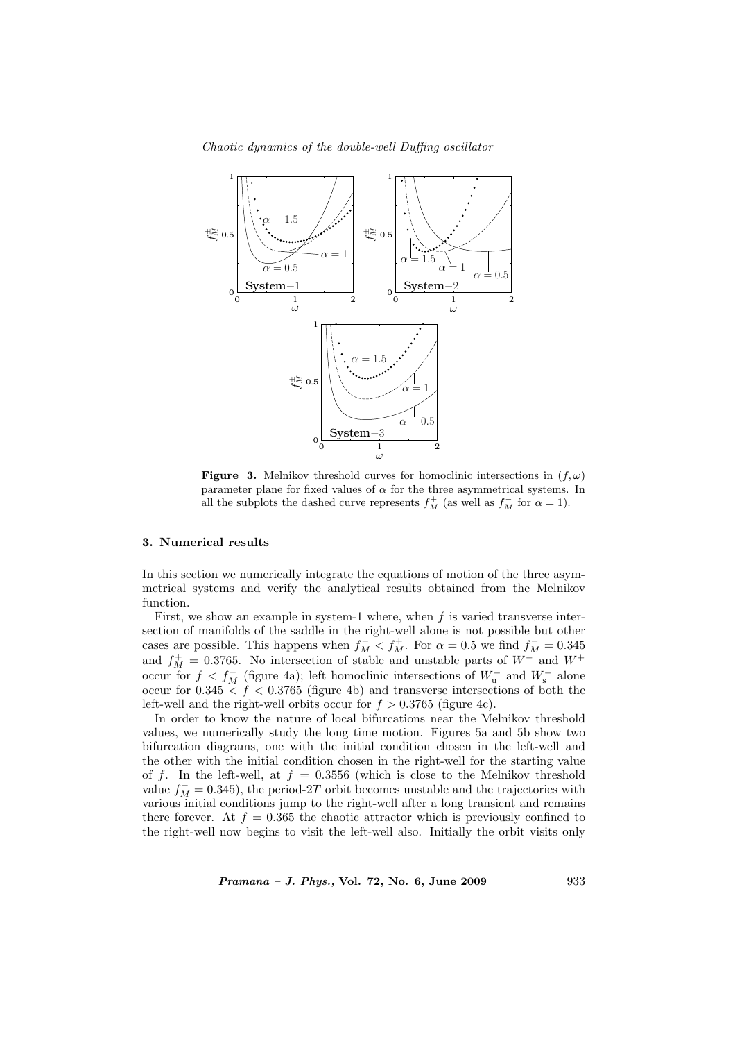**Figure 3.** Melnikov threshold curves for homoclinic intersections in $(f, \omega)$ parameter plane for fixed values of $\alpha$ for the three asymmetrical systems. In all the subplots the dashed curve represents $f_M^+$ (as well as $f_M^-$ for $\alpha = 1$).

## 3. Numerical results

In this section we numerically integrate the equations of motion of the three asymmetrical systems and verify the analytical results obtained from the Melnikov function.

First, we show an example in system-1 where, when $f$ is varied transverse intersection of manifolds of the saddle in the right-well alone is not possible but other cases are possible. This happens when $f_M^- < f_M^+$. For $\alpha = 0.5$ we find $f_M^- = 0.345$ and $f_M^+ = 0.3765$. No intersection of stable and unstable parts of $W^-$ and $W^+$ occur for $f < f_M^-$ (figure 4a); left homoclinic intersections of $W_{\mathrm{u}}^-$ and $W_{\mathrm{s}}^-$ alone occur for $0.345 < f < 0.3765$ (figure 4b) and transverse intersections of both the left-well and the right-well orbits occur for $f > 0.3765$ (figure 4c).

In order to know the nature of local bifurcations near the Melnikov threshold values, we numerically study the long time motion. Figures 5a and 5b show two bifurcation diagrams, one with the initial condition chosen in the left-well and the other with the initial condition chosen in the right-well for the starting value of $f$. In the left-well, at $f = 0.3556$ (which is close to the Melnikov threshold value $f_M^- = 0.345$), the period-$2T$ orbit becomes unstable and the trajectories with various initial conditions jump to the right-well after a long transient and remains there forever. At $f = 0.365$ the chaotic attractor which is previously confined to the right-well now begins to visit the left-well also. Initially the orbit visits only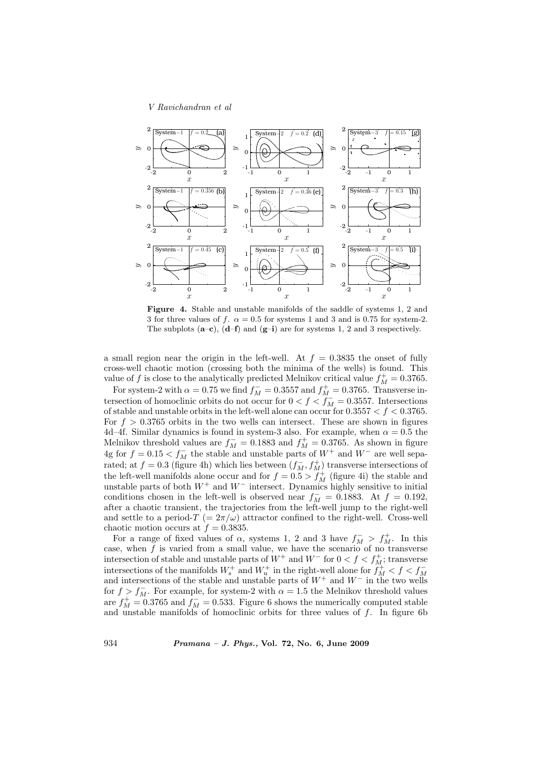**Figure 4.** Stable and unstable manifolds of the saddle of systems 1, 2 and 3 for three values of $f$. $\alpha = 0.5$ for systems 1 and 3 and is 0.75 for system-2. The subplots (**a–c**), (**d–f**) and (**g–i**) are for systems 1, 2 and 3 respectively.

a small region near the origin in the left-well. At $f = 0.3835$ the onset of fully cross-well chaotic motion (crossing both the minima of the wells) is found. This value of $f$ is close to the analytically predicted Melnikov critical value $f_M^+ = 0.3765$.

For system-2 with $\alpha = 0.75$ we find $f_M^- = 0.3557$ and $f_M^+ = 0.3765$. Transverse intersection of homoclinic orbits do not occur for $0 < f < f_M^- = 0.3557$. Intersections of stable and unstable orbits in the left-well alone can occur for $0.3557 < f < 0.3765$. For $f > 0.3765$ orbits in the two wells can intersect. These are shown in figures 4d–4f. Similar dynamics is found in system-3 also. For example, when $\alpha = 0.5$ the Melnikov threshold values are $f_M^- = 0.1883$ and $f_M^+ = 0.3765$. As shown in figure 4g for $f = 0.15 < f_M^-$ the stable and unstable parts of $W^+$ and $W^-$ are well separated; at $f = 0.3$ (figure 4h) which lies between $(f_M^-, f_M^+)$ transverse intersections of the left-well manifolds alone occur and for $f = 0.5 > f_M^+$ (figure 4i) the stable and unstable parts of both $W^+$ and $W^-$ intersect. Dynamics highly sensitive to initial conditions chosen in the left-well is observed near $f_M^- = 0.1883$. At $f = 0.192$, after a chaotic transient, the trajectories from the left-well jump to the right-well and settle to a period-$T$ $(= 2\pi/\omega)$ attractor confined to the right-well. Cross-well chaotic motion occurs at $f = 0.3835$.

For a range of fixed values of $\alpha$, systems 1, 2 and 3 have $f_M^- > f_M^+$. In this case, when $f$ is varied from a small value, we have the scenario of no transverse intersection of stable and unstable parts of $W^+$ and $W^-$ for $0 < f < f_M^+$; transverse intersections of the manifolds $W_s^+$ and $W_u^+$ in the right-well alone for $f_M^+ < f < f_M^-$ and intersections of the stable and unstable parts of $W^+$ and $W^-$ in the two wells for $f > f_M^-$. For example, for system-2 with $\alpha = 1.5$ the Melnikov threshold values are $f_M^+ = 0.3765$ and $f_M^- = 0.533$. Figure 6 shows the numerically computed stable and unstable manifolds of homoclinic orbits for three values of $f$. In figure 6b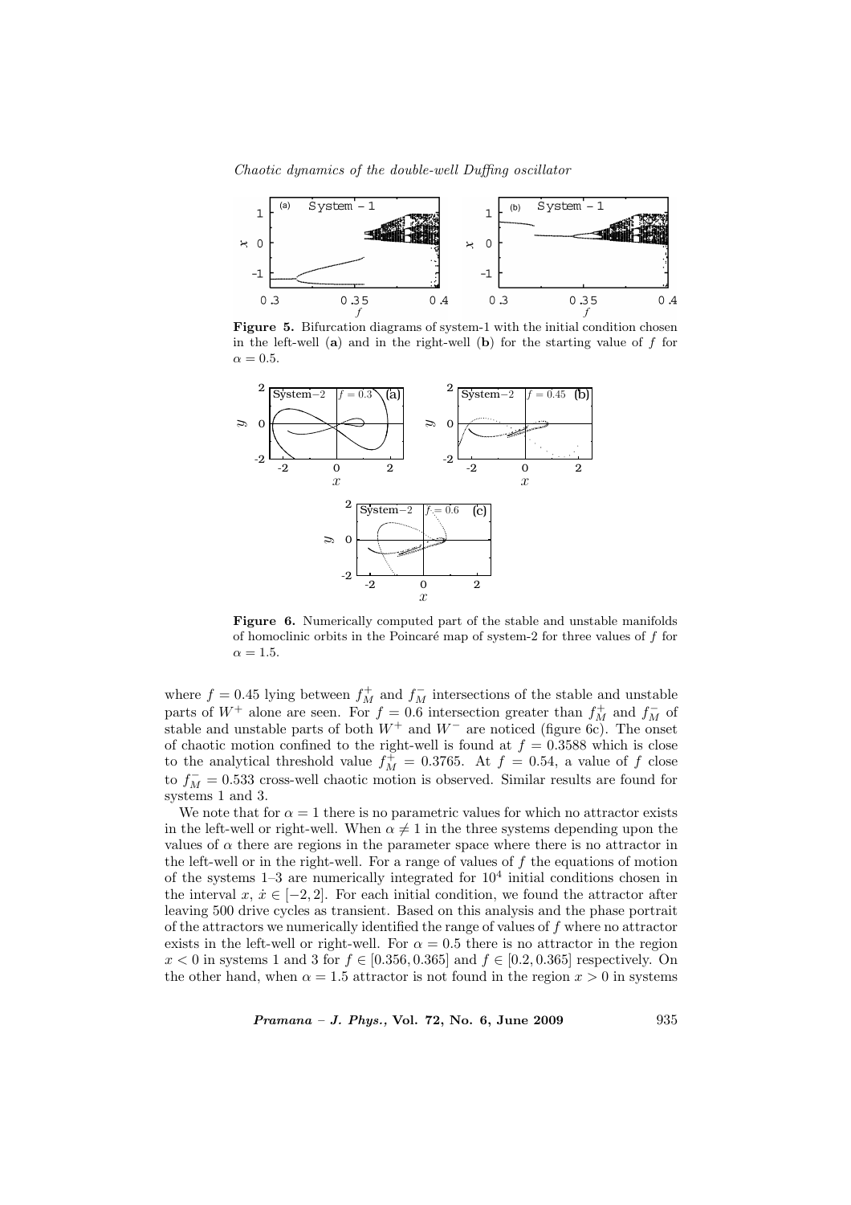**Figure 5.** Bifurcation diagrams of system-1 with the initial condition chosen in the left-well (**a**) and in the right-well (**b**) for the starting value of $f$ for $\alpha = 0.5$.

**Figure 6.** Numerically computed part of the stable and unstable manifolds of homoclinic orbits in the Poincaré map of system-2 for three values of $f$ for $\alpha = 1.5$.

where $f = 0.45$ lying between $f_M^+$ and $f_M^-$ intersections of the stable and unstable parts of $W^+$ alone are seen. For $f = 0.6$ intersection greater than $f_M^+$ and $f_M^-$ of stable and unstable parts of both $W^+$ and $W^-$ are noticed (figure 6c). The onset of chaotic motion confined to the right-well is found at $f = 0.3588$ which is close to the analytical threshold value $f_M^+ = 0.3765$. At $f = 0.54$, a value of $f$ close to $f_M^- = 0.533$ cross-well chaotic motion is observed. Similar results are found for systems 1 and 3.

We note that for $\alpha = 1$ there is no parametric values for which no attractor exists in the left-well or right-well. When $\alpha \neq 1$ in the three systems depending upon the values of $\alpha$ there are regions in the parameter space where there is no attractor in the left-well or in the right-well. For a range of values of $f$ the equations of motion of the systems 1–3 are numerically integrated for $10^4$ initial conditions chosen in the interval $x, \dot{x} \in [-2, 2]$. For each initial condition, we found the attractor after leaving 500 drive cycles as transient. Based on this analysis and the phase portrait of the attractors we numerically identified the range of values of $f$ where no attractor exists in the left-well or right-well. For $\alpha = 0.5$ there is no attractor in the region $x < 0$ in systems 1 and 3 for $f \in [0.356, 0.365]$ and $f \in [0.2, 0.365]$ respectively. On the other hand, when $\alpha = 1.5$ attractor is not found in the region $x > 0$ in systems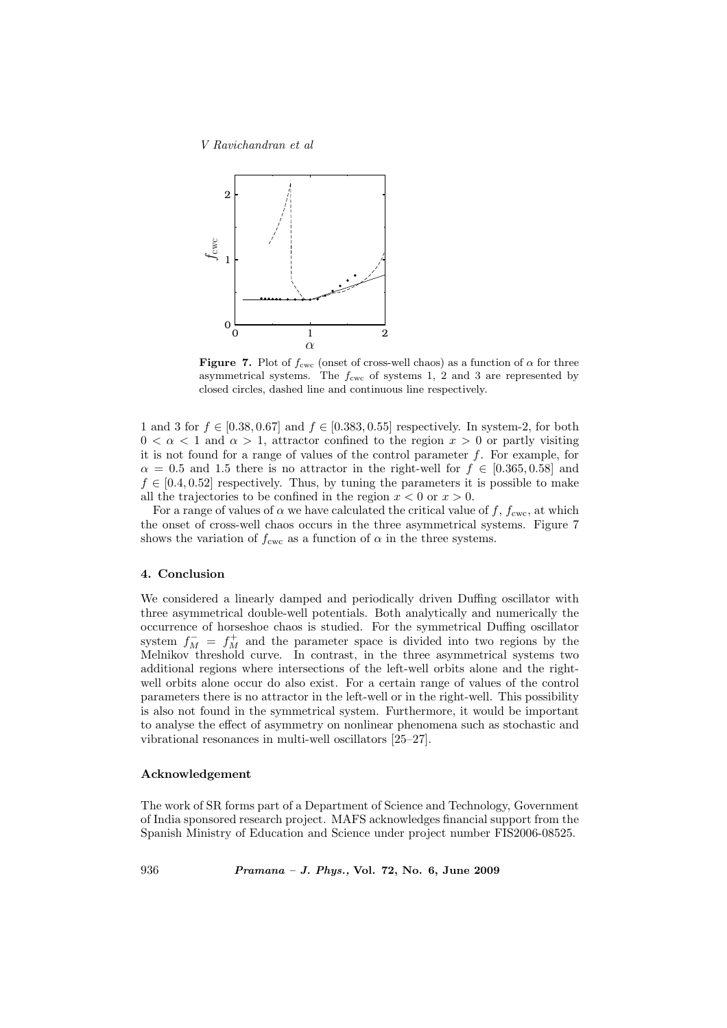**Figure 7.** Plot of $f_{\rm cwc}$ (onset of cross-well chaos) as a function of $\alpha$ for three asymmetrical systems. The $f_{\rm cwc}$ of systems 1, 2 and 3 are represented by closed circles, dashed line and continuous line respectively.

1 and 3 for $f \in [0.38, 0.67]$ and $f \in [0.383, 0.55]$ respectively. In system-2, for both $0 < \alpha < 1$ and $\alpha > 1$, attractor confined to the region $x > 0$ or partly visiting it is not found for a range of values of the control parameter $f$. For example, for $\alpha = 0.5$ and 1.5 there is no attractor in the right-well for $f \in [0.365, 0.58]$ and $f \in [0.4, 0.52]$ respectively. Thus, by tuning the parameters it is possible to make all the trajectories to be confined in the region $x < 0$ or $x > 0$.

For a range of values of $\alpha$ we have calculated the critical value of $f$, $f_{\rm cwc}$, at which the onset of cross-well chaos occurs in the three asymmetrical systems. Figure 7 shows the variation of $f_{\rm cwc}$ as a function of $\alpha$ in the three systems.

## 4. Conclusion

We considered a linearly damped and periodically driven Duffing oscillator with three asymmetrical double-well potentials. Both analytically and numerically the occurrence of horseshoe chaos is studied. For the symmetrical Duffing oscillator system $f_M^- = f_M^+$ and the parameter space is divided into two regions by the Melnikov threshold curve. In contrast, in the three asymmetrical systems two additional regions where intersections of the left-well orbits alone and the right-well orbits alone occur do also exist. For a certain range of values of the control parameters there is no attractor in the left-well or in the right-well. This possibility is also not found in the symmetrical system. Furthermore, it would be important to analyse the effect of asymmetry on nonlinear phenomena such as stochastic and vibrational resonances in multi-well oscillators [25–27].

## Acknowledgement

The work of SR forms part of a Department of Science and Technology, Government of India sponsored research project. MAFS acknowledges financial support from the Spanish Ministry of Education and Science under project number FIS2006-08525.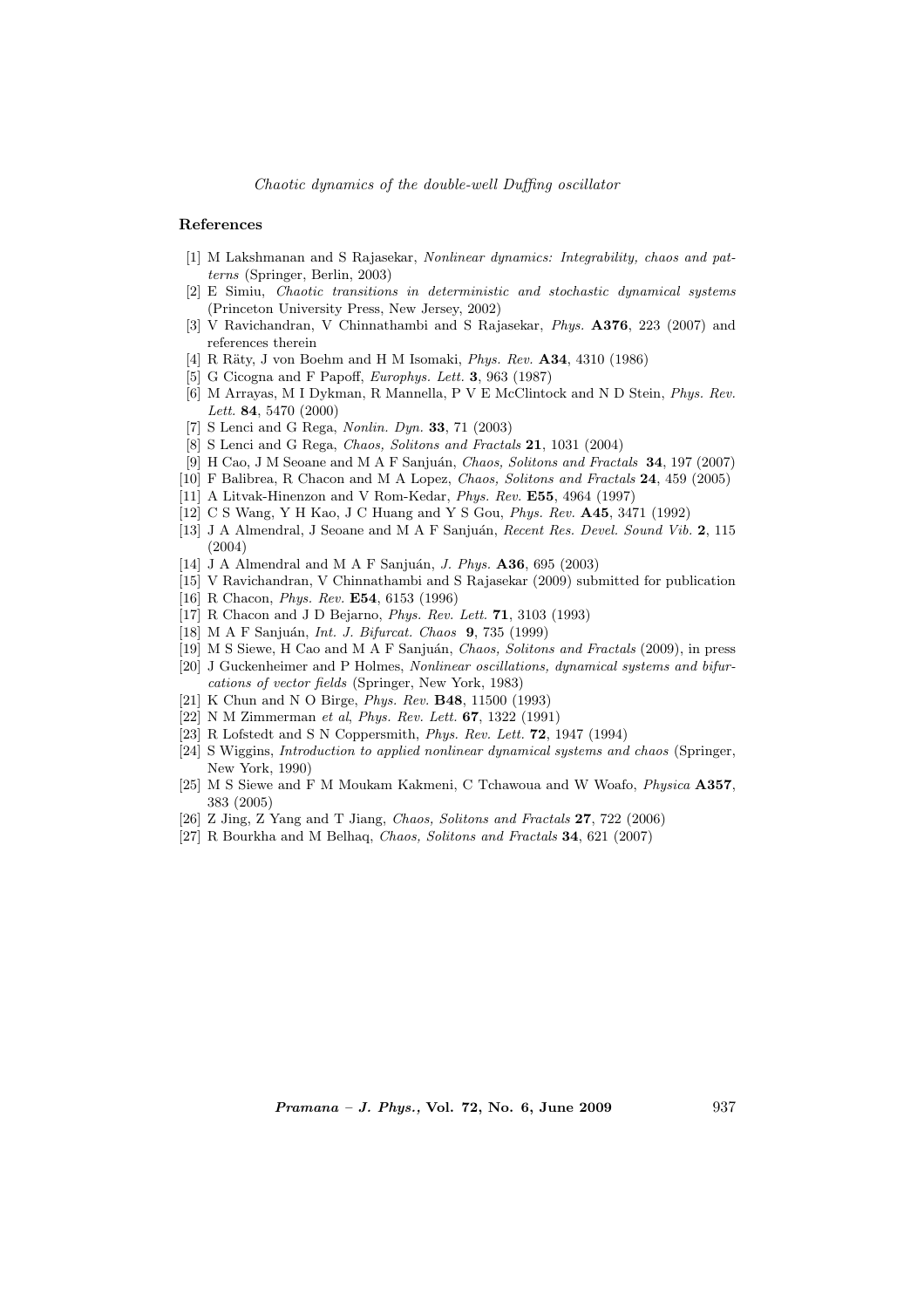## References

[1] M Lakshmanan and S Rajasekar, *Nonlinear dynamics: Integrability, chaos and patterns* (Springer, Berlin, 2003)

[2] E Simiu, *Chaotic transitions in deterministic and stochastic dynamical systems* (Princeton University Press, New Jersey, 2002)

[3] V Ravichandran, V Chinnathambi and S Rajasekar, *Phys.* **A376**, 223 (2007) and references therein

[4] R Räty, J von Boehm and H M Isomaki, *Phys. Rev.* **A34**, 4310 (1986)

[5] G Cicogna and F Papoff, *Europhys. Lett.* **3**, 963 (1987)

[6] M Arrayas, M I Dykman, R Mannella, P V E McClintock and N D Stein, *Phys. Rev. Lett.* **84**, 5470 (2000)

[7] S Lenci and G Rega, *Nonlin. Dyn.* **33**, 71 (2003)

[8] S Lenci and G Rega, *Chaos, Solitons and Fractals* **21**, 1031 (2004)

[9] H Cao, J M Seoane and M A F Sanjuán, *Chaos, Solitons and Fractals* **34**, 197 (2007)

[10] F Balibrea, R Chacon and M A Lopez, *Chaos, Solitons and Fractals* **24**, 459 (2005)

[11] A Litvak-Hinenzon and V Rom-Kedar, *Phys. Rev.* **E55**, 4964 (1997)

[12] C S Wang, Y H Kao, J C Huang and Y S Gou, *Phys. Rev.* **A45**, 3471 (1992)

[13] J A Almendral, J Seoane and M A F Sanjuán, *Recent Res. Devel. Sound Vib.* **2**, 115 (2004)

[14] J A Almendral and M A F Sanjuán, *J. Phys.* **A36**, 695 (2003)

[15] V Ravichandran, V Chinnathambi and S Rajasekar (2009) submitted for publication

[16] R Chacon, *Phys. Rev.* **E54**, 6153 (1996)

[17] R Chacon and J D Bejarno, *Phys. Rev. Lett.* **71**, 3103 (1993)

[18] M A F Sanjuán, *Int. J. Bifurcat. Chaos* **9**, 735 (1999)

[19] M S Siewe, H Cao and M A F Sanjuán, *Chaos, Solitons and Fractals* (2009), in press

[20] J Guckenheimer and P Holmes, *Nonlinear oscillations, dynamical systems and bifurcations of vector fields* (Springer, New York, 1983)

[21] K Chun and N O Birge, *Phys. Rev.* **B48**, 11500 (1993)

[22] N M Zimmerman *et al*, *Phys. Rev. Lett.* **67**, 1322 (1991)

[23] R Lofstedt and S N Coppersmith, *Phys. Rev. Lett.* **72**, 1947 (1994)

[24] S Wiggins, *Introduction to applied nonlinear dynamical systems and chaos* (Springer, New York, 1990)

[25] M S Siewe and F M Moukam Kakmeni, C Tchawoua and W Woafo, *Physica* **A357**, 383 (2005)

[26] Z Jing, Z Yang and T Jiang, *Chaos, Solitons and Fractals* **27**, 722 (2006)

[27] R Bourkha and M Belhaq, *Chaos, Solitons and Fractals* **34**, 621 (2007)